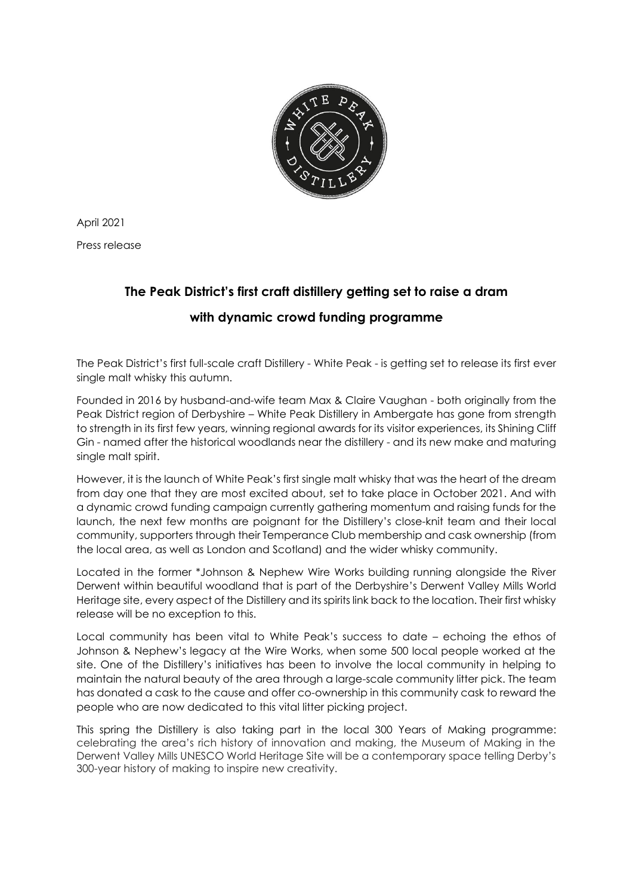April 2021

Press release

# The Peak District's first craft distillery getting set to raise a dram with dynamic crowd funding programme

The Peak District's first full-scale craft Distillery - White Peak - is getting set to release its first ever single malt whisky this autumn.

Founded in 2016 by husband-and-wife team Max & Claire Vaughan - both originally from the Peak District region of Derbyshire – White Peak Distillery in Ambergate has gone from strength to strength in its first few years, winning regional awards for its visitor experiences, its Shining Cliff Gin - named after the historical woodlands near the distillery - and its new make and maturing single malt spirit.

However, it is the launch of White Peak's first single malt whisky that was the heart of the dream from day one that they are most excited about, set to take place in October 2021. And with a dynamic crowd funding campaign currently gathering momentum and raising funds for the launch, the next few months are poignant for the Distillery's close-knit team and their local community, supporters through their Temperance Club membership and cask ownership (from the local area, as well as London and Scotland) and the wider whisky community.

Located in the former *Johnson & Nephew Wire Works building running alongside the River Derwent within beautiful woodland that is part of the Derbyshire's Derwent Valley Mills World Heritage site, every aspect of the Distillery and its spirits link back to the location. Their first whisky release will be no exception to this.

Local community has been vital to White Peak's success to date – echoing the ethos of Johnson & Nephew's legacy at the Wire Works, when some 500 local people worked at the site. One of the Distillery's initiatives has been to involve the local community in helping to maintain the natural beauty of the area through a large-scale community litter pick. The team has donated a cask to the cause and offer co-ownership in this community cask to reward the people who are now dedicated to this vital litter picking project.

This spring the Distillery is also taking part in the local 300 Years of Making programme: celebrating the area's rich history of innovation and making, the Museum of Making in the Derwent Valley Mills UNESCO World Heritage Site will be a contemporary space telling Derby's 300-year history of making to inspire new creativity.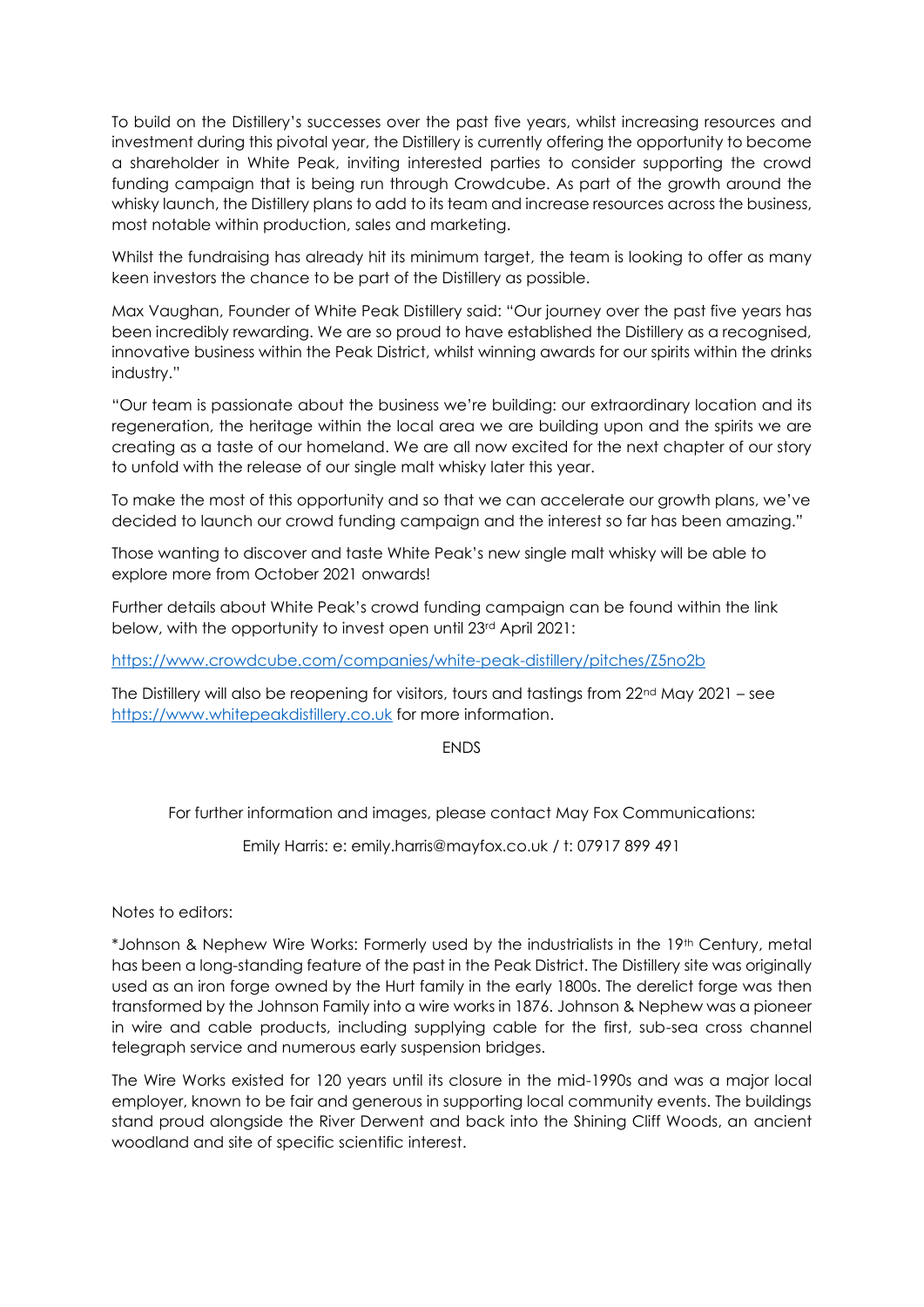To build on the Distillery's successes over the past five years, whilst increasing resources and investment during this pivotal year, the Distillery is currently offering the opportunity to become a shareholder in White Peak, inviting interested parties to consider supporting the crowd funding campaign that is being run through Crowdcube. As part of the growth around the whisky launch, the Distillery plans to add to its team and increase resources across the business, most notable within production, sales and marketing.

Whilst the fundraising has already hit its minimum target, the team is looking to offer as many keen investors the chance to be part of the Distillery as possible.

Max Vaughan, Founder of White Peak Distillery said: "Our journey over the past five years has been incredibly rewarding. We are so proud to have established the Distillery as a recognised, innovative business within the Peak District, whilst winning awards for our spirits within the drinks industry."

"Our team is passionate about the business we're building: our extraordinary location and its regeneration, the heritage within the local area we are building upon and the spirits we are creating as a taste of our homeland. We are all now excited for the next chapter of our story to unfold with the release of our single malt whisky later this year.

To make the most of this opportunity and so that we can accelerate our growth plans, we've decided to launch our crowd funding campaign and the interest so far has been amazing."

Those wanting to discover and taste White Peak's new single malt whisky will be able to explore more from October 2021 onwards!

Further details about White Peak's crowd funding campaign can be found within the link below, with the opportunity to invest open until 23rd April 2021:

https://www.crowdcube.com/companies/white-peak-distillery/pitches/Z5no2b

The Distillery will also be reopening for visitors, tours and tastings from 22nd May 2021 – see https://www.whitepeakdistillery.co.uk for more information.

ENDS

For further information and images, please contact May Fox Communications:

Emily Harris: e: emily.harris@mayfox.co.uk / t: 07917 899 491

Notes to editors:

*Johnson & Nephew Wire Works: Formerly used by the industrialists in the 19th Century, metal has been a long-standing feature of the past in the Peak District. The Distillery site was originally used as an iron forge owned by the Hurt family in the early 1800s. The derelict forge was then transformed by the Johnson Family into a wire works in 1876. Johnson & Nephew was a pioneer in wire and cable products, including supplying cable for the first, sub-sea cross channel telegraph service and numerous early suspension bridges.

The Wire Works existed for 120 years until its closure in the mid-1990s and was a major local employer, known to be fair and generous in supporting local community events. The buildings stand proud alongside the River Derwent and back into the Shining Cliff Woods, an ancient woodland and site of specific scientific interest.